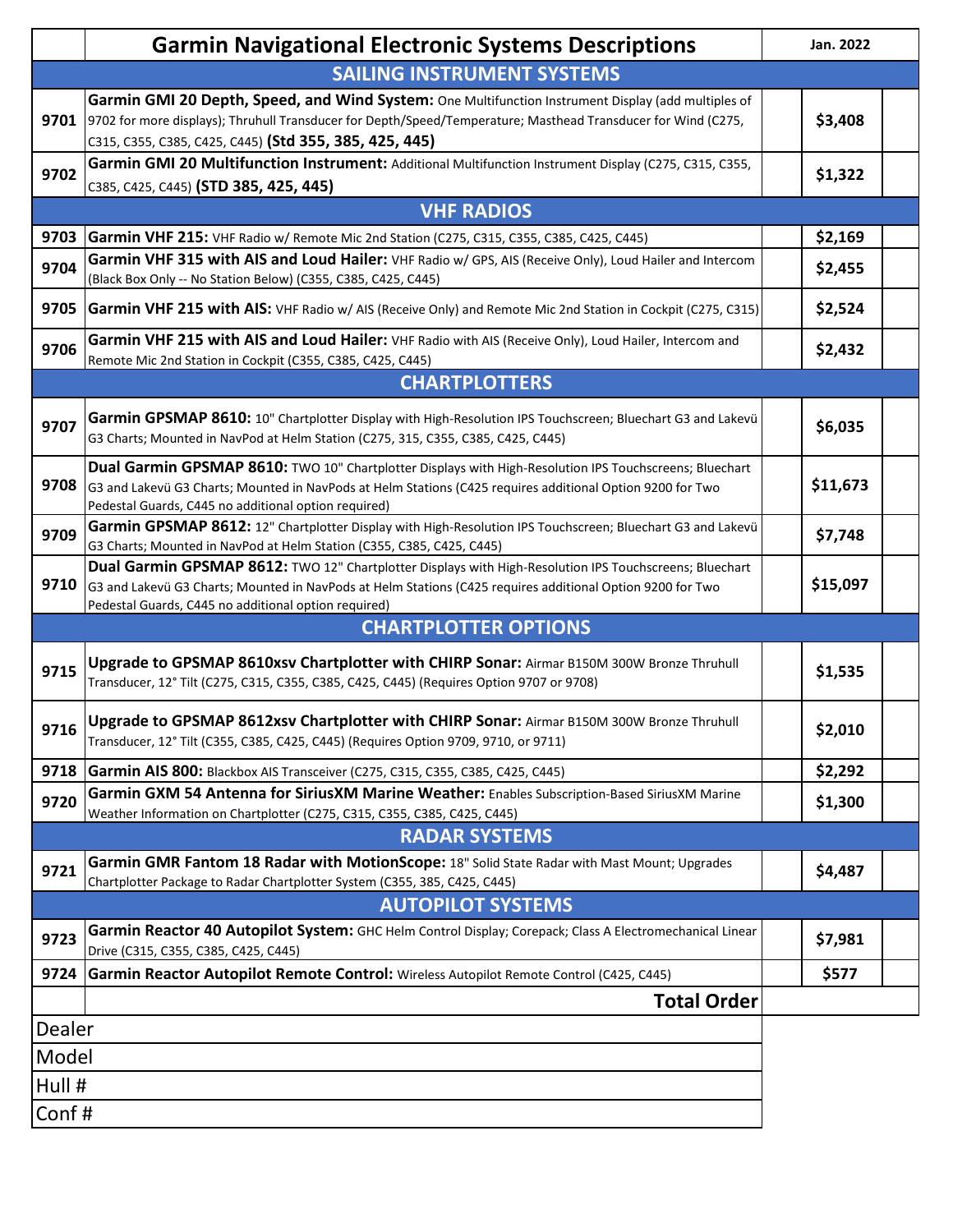| | Garmin Navigational Electronic Systems Descriptions | | Jan. 2022 | |
|---|---|---|---|---|
| | **SAILING INSTRUMENT SYSTEMS** | | | |
| 9701 | **Garmin GMI 20 Depth, Speed, and Wind System:** One Multifunction Instrument Display (add multiples of 9702 for more displays); Thruhull Transducer for Depth/Speed/Temperature; Masthead Transducer for Wind (C275, C315, C355, C385, C425, C445) **(Std 355, 385, 425, 445)** | | $3,408 | |
| 9702 | **Garmin GMI 20 Multifunction Instrument:** Additional Multifunction Instrument Display (C275, C315, C355, C385, C425, C445) **(STD 385, 425, 445)** | | $1,322 | |
| | **VHF RADIOS** | | | |
| 9703 | **Garmin VHF 215:** VHF Radio w/ Remote Mic 2nd Station (C275, C315, C355, C385, C425, C445) | | $2,169 | |
| 9704 | **Garmin VHF 315 with AIS and Loud Hailer:** VHF Radio w/ GPS, AIS (Receive Only), Loud Hailer and Intercom (Black Box Only -- No Station Below) (C355, C385, C425, C445) | | $2,455 | |
| 9705 | **Garmin VHF 215 with AIS:** VHF Radio w/ AIS (Receive Only) and Remote Mic 2nd Station in Cockpit (C275, C315) | | $2,524 | |
| 9706 | **Garmin VHF 215 with AIS and Loud Hailer:** VHF Radio with AIS (Receive Only), Loud Hailer, Intercom and Remote Mic 2nd Station in Cockpit (C355, C385, C425, C445) | | $2,432 | |
| | **CHARTPLOTTERS** | | | |
| 9707 | **Garmin GPSMAP 8610:** 10" Chartplotter Display with High-Resolution IPS Touchscreen; Bluechart G3 and Lakevü G3 Charts; Mounted in NavPod at Helm Station (C275, 315, C355, C385, C425, C445) | | $6,035 | |
| 9708 | **Dual Garmin GPSMAP 8610:** TWO 10" Chartplotter Displays with High-Resolution IPS Touchscreens; Bluechart G3 and Lakevü G3 Charts; Mounted in NavPods at Helm Stations (C425 requires additional Option 9200 for Two Pedestal Guards, C445 no additional option required) | | $11,673 | |
| 9709 | **Garmin GPSMAP 8612:** 12" Chartplotter Display with High-Resolution IPS Touchscreen; Bluechart G3 and Lakevü G3 Charts; Mounted in NavPod at Helm Station (C355, C385, C425, C445) | | $7,748 | |
| 9710 | **Dual Garmin GPSMAP 8612:** TWO 12" Chartplotter Displays with High-Resolution IPS Touchscreens; Bluechart G3 and Lakevü G3 Charts; Mounted in NavPods at Helm Stations (C425 requires additional Option 9200 for Two Pedestal Guards, C445 no additional option required) | | $15,097 | |
| | **CHARTPLOTTER OPTIONS** | | | |
| 9715 | **Upgrade to GPSMAP 8610xsv Chartplotter with CHIRP Sonar:** Airmar B150M 300W Bronze Thruhull Transducer, 12° Tilt (C275, C315, C355, C385, C425, C445) (Requires Option 9707 or 9708) | | $1,535 | |
| 9716 | **Upgrade to GPSMAP 8612xsv Chartplotter with CHIRP Sonar:** Airmar B150M 300W Bronze Thruhull Transducer, 12° Tilt (C355, C385, C425, C445) (Requires Option 9709, 9710, or 9711) | | $2,010 | |
| 9718 | **Garmin AIS 800:** Blackbox AIS Transceiver (C275, C315, C355, C385, C425, C445) | | $2,292 | |
| 9720 | **Garmin GXM 54 Antenna for SiriusXM Marine Weather:** Enables Subscription-Based SiriusXM Marine Weather Information on Chartplotter (C275, C315, C355, C385, C425, C445) | | $1,300 | |
| | **RADAR SYSTEMS** | | | |
| 9721 | **Garmin GMR Fantom 18 Radar with MotionScope:** 18" Solid State Radar with Mast Mount; Upgrades Chartplotter Package to Radar Chartplotter System (C355, 385, C425, C445) | | $4,487 | |
| | **AUTOPILOT SYSTEMS** | | | |
| 9723 | **Garmin Reactor 40 Autopilot System:** GHC Helm Control Display; Corepack; Class A Electromechanical Linear Drive (C315, C355, C385, C425, C445) | | $7,981 | |
| 9724 | **Garmin Reactor Autopilot Remote Control:** Wireless Autopilot Remote Control (C425, C445) | | $577 | |
| | **Total Order** | | | |

| |
|---|
| Dealer |
| Model |
| Hull # |
| Conf # |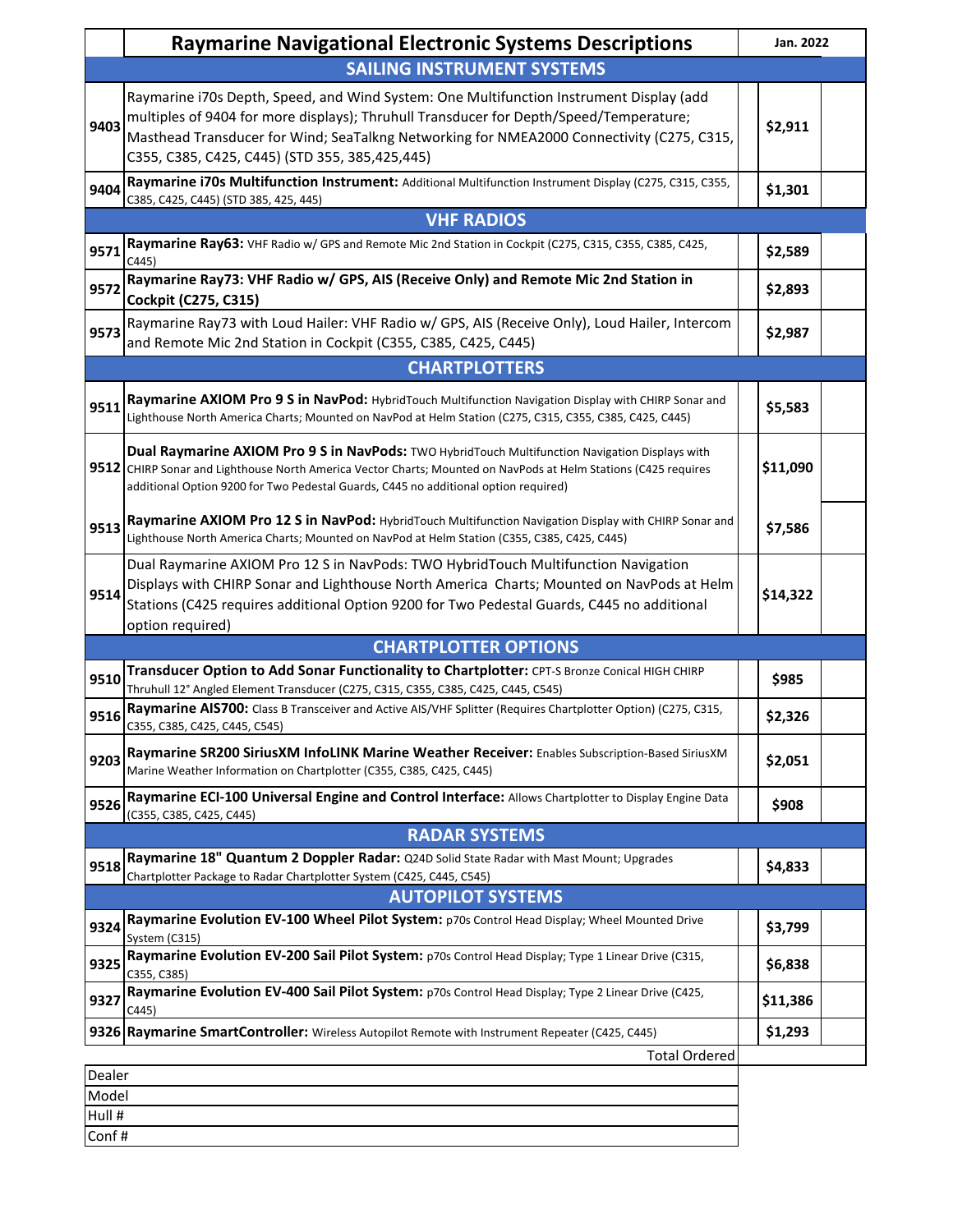| | Raymarine Navigational Electronic Systems Descriptions | Jan. 2022 | |
|---|---|---|---|
| | **SAILING INSTRUMENT SYSTEMS** | | |
| 9403 | Raymarine i70s Depth, Speed, and Wind System: One Multifunction Instrument Display (add multiples of 9404 for more displays); Thruhull Transducer for Depth/Speed/Temperature; Masthead Transducer for Wind; SeaTalkng Networking for NMEA2000 Connectivity (C275, C315, C355, C385, C425, C445) (STD 355, 385,425,445) | $2,911 | |
| 9404 | **Raymarine i70s Multifunction Instrument:** Additional Multifunction Instrument Display (C275, C315, C355, C385, C425, C445) (STD 385, 425, 445) | $1,301 | |
| | **VHF RADIOS** | | |
| 9571 | **Raymarine Ray63:** VHF Radio w/ GPS and Remote Mic 2nd Station in Cockpit (C275, C315, C355, C385, C425, C445) | $2,589 | |
| 9572 | **Raymarine Ray73: VHF Radio w/ GPS, AIS (Receive Only) and Remote Mic 2nd Station in Cockpit (C275, C315)** | $2,893 | |
| 9573 | Raymarine Ray73 with Loud Hailer: VHF Radio w/ GPS, AIS (Receive Only), Loud Hailer, Intercom and Remote Mic 2nd Station in Cockpit (C355, C385, C425, C445) | $2,987 | |
| | **CHARTPLOTTERS** | | |
| 9511 | **Raymarine AXIOM Pro 9 S in NavPod:** HybridTouch Multifunction Navigation Display with CHIRP Sonar and Lighthouse North America Charts; Mounted on NavPod at Helm Station (C275, C315, C355, C385, C425, C445) | $5,583 | |
| 9512 | **Dual Raymarine AXIOM Pro 9 S in NavPods:** TWO HybridTouch Multifunction Navigation Displays with CHIRP Sonar and Lighthouse North America Vector Charts; Mounted on NavPods at Helm Stations (C425 requires additional Option 9200 for Two Pedestal Guards, C445 no additional option required) | $11,090 | |
| 9513 | **Raymarine AXIOM Pro 12 S in NavPod:** HybridTouch Multifunction Navigation Display with CHIRP Sonar and Lighthouse North America Charts; Mounted on NavPod at Helm Station (C355, C385, C425, C445) | $7,586 | |
| 9514 | Dual Raymarine AXIOM Pro 12 S in NavPods: TWO HybridTouch Multifunction Navigation Displays with CHIRP Sonar and Lighthouse North America Charts; Mounted on NavPods at Helm Stations (C425 requires additional Option 9200 for Two Pedestal Guards, C445 no additional option required) | $14,322 | |
| | **CHARTPLOTTER OPTIONS** | | |
| 9510 | **Transducer Option to Add Sonar Functionality to Chartplotter:** CPT-S Bronze Conical HIGH CHIRP Thruhull 12° Angled Element Transducer (C275, C315, C355, C385, C425, C445, C545) | $985 | |
| 9516 | **Raymarine AIS700:** Class B Transceiver and Active AIS/VHF Splitter (Requires Chartplotter Option) (C275, C315, C355, C385, C425, C445, C545) | $2,326 | |
| 9203 | **Raymarine SR200 SiriusXM InfoLINK Marine Weather Receiver:** Enables Subscription-Based SiriusXM Marine Weather Information on Chartplotter (C355, C385, C425, C445) | $2,051 | |
| 9526 | **Raymarine ECI-100 Universal Engine and Control Interface:** Allows Chartplotter to Display Engine Data (C355, C385, C425, C445) | $908 | |
| | **RADAR SYSTEMS** | | |
| 9518 | **Raymarine 18" Quantum 2 Doppler Radar:** Q24D Solid State Radar with Mast Mount; Upgrades Chartplotter Package to Radar Chartplotter System (C425, C445, C545) | $4,833 | |
| | **AUTOPILOT SYSTEMS** | | |
| 9324 | **Raymarine Evolution EV-100 Wheel Pilot System:** p70s Control Head Display; Wheel Mounted Drive System (C315) | $3,799 | |
| 9325 | **Raymarine Evolution EV-200 Sail Pilot System:** p70s Control Head Display; Type 1 Linear Drive (C315, C355, C385) | $6,838 | |
| 9327 | **Raymarine Evolution EV-400 Sail Pilot System:** p70s Control Head Display; Type 2 Linear Drive (C425, C445) | $11,386 | |
| 9326 | **Raymarine SmartController:** Wireless Autopilot Remote with Instrument Repeater (C425, C445) | $1,293 | |
| | Total Ordered | | |

| | |
|---|---|
| Dealer | |
| Model | |
| Hull # | |
| Conf # | |